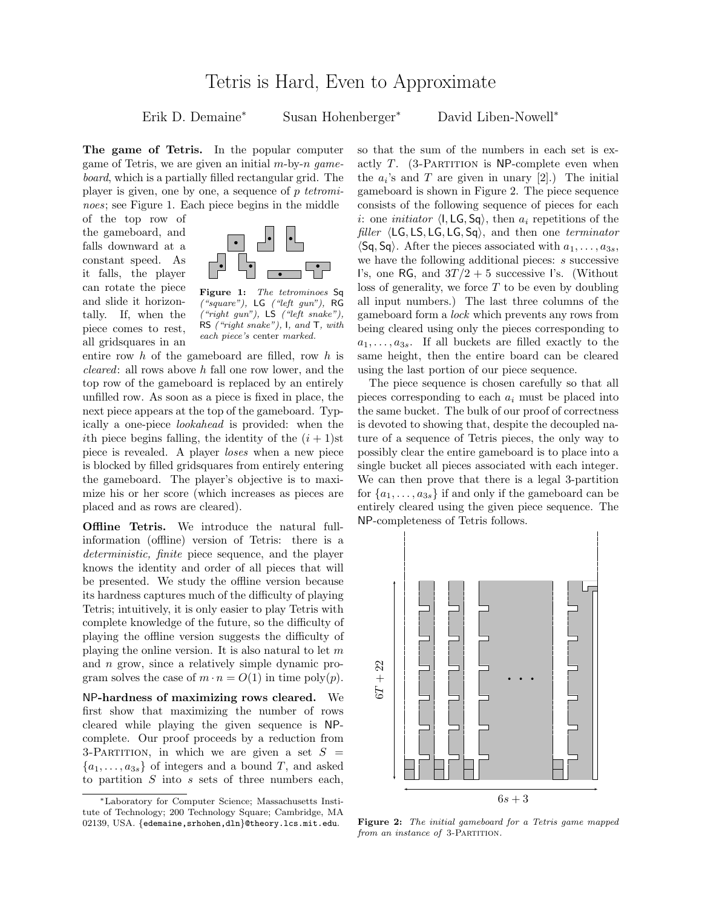# Tetris is Hard, Even to Approximate

Erik D. Demaine* Susan Hohenberger* David Liben-Nowell*

**The game of Tetris.** In the popular computer game of Tetris, we are given an initial $m$-by-$n$ *gameboard*, which is a partially filled rectangular grid. The player is given, one by one, a sequence of $p$ *tetrominoes*; see Figure 1. Each piece begins in the middle of the top row of the gameboard, and falls downward at a constant speed. As it falls, the player can rotate the piece and slide it horizontally. If, when the piece comes to rest, all gridsquares in an entire row $h$ of the gameboard are filled, row $h$ is *cleared*: all rows above $h$ fall one row lower, and the top row of the gameboard is replaced by an entirely unfilled row. As soon as a piece is fixed in place, the next piece appears at the top of the gameboard. Typically a one-piece *lookahead* is provided: when the $i$th piece begins falling, the identity of the $(i + 1)$st piece is revealed. A player *loses* when a new piece is blocked by filled gridsquares from entirely entering the gameboard. The player's objective is to maximize his or her score (which increases as pieces are placed and as rows are cleared).

**Figure 1:** *The tetrominoes* Sq *("square"),* LG *("left gun"),* RG *("right gun"),* LS *("left snake"),* RS *("right snake"),* I*, and* T*, with each piece's* center *marked.*

**Offline Tetris.** We introduce the natural full-information (offline) version of Tetris: there is a *deterministic, finite* piece sequence, and the player knows the identity and order of all pieces that will be presented. We study the offline version because its hardness captures much of the difficulty of playing Tetris; intuitively, it is only easier to play Tetris with complete knowledge of the future, so the difficulty of playing the offline version suggests the difficulty of playing the online version. It is also natural to let $m$ and $n$ grow, since a relatively simple dynamic program solves the case of $m \cdot n = O(1)$ in time poly($p$).

**NP-hardness of maximizing rows cleared.** We first show that maximizing the number of rows cleared while playing the given sequence is NP-complete. Our proof proceeds by a reduction from 3-Partition, in which we are given a set $S = \{a_1, \ldots, a_{3s}\}$ of integers and a bound $T$, and asked to partition $S$ into $s$ sets of three numbers each, so that the sum of the numbers in each set is exactly $T$. (3-Partition is NP-complete even when the $a_i$'s and $T$ are given in unary [2].) The initial gameboard is shown in Figure 2. The piece sequence consists of the following sequence of pieces for each $i$: one *initiator* ⟨I, LG, Sq⟩, then $a_i$ repetitions of the *filler* ⟨LG, LS, LG, LG, Sq⟩, and then one *terminator* ⟨Sq, Sq⟩. After the pieces associated with $a_1, \ldots, a_{3s}$, we have the following additional pieces: $s$ successive I's, one RG, and $3T/2 + 5$ successive I's. (Without loss of generality, we force $T$ to be even by doubling all input numbers.) The last three columns of the gameboard form a *lock* which prevents any rows from being cleared using only the pieces corresponding to $a_1, \ldots, a_{3s}$. If all buckets are filled exactly to the same height, then the entire board can be cleared using the last portion of our piece sequence.

The piece sequence is chosen carefully so that all pieces corresponding to each $a_i$ must be placed into the same bucket. The bulk of our proof of correctness is devoted to showing that, despite the decoupled nature of a sequence of Tetris pieces, the only way to possibly clear the entire gameboard is to place into a single bucket all pieces associated with each integer. We can then prove that there is a legal 3-partition for $\{a_1, \ldots, a_{3s}\}$ if and only if the gameboard can be entirely cleared using the given piece sequence. The NP-completeness of Tetris follows.

**Figure 2:** *The initial gameboard for a Tetris game mapped from an instance of* 3-Partition.

*Laboratory for Computer Science; Massachusetts Institute of Technology; 200 Technology Square; Cambridge, MA 02139, USA. {edemaine,srhohen,dln}@theory.lcs.mit.edu.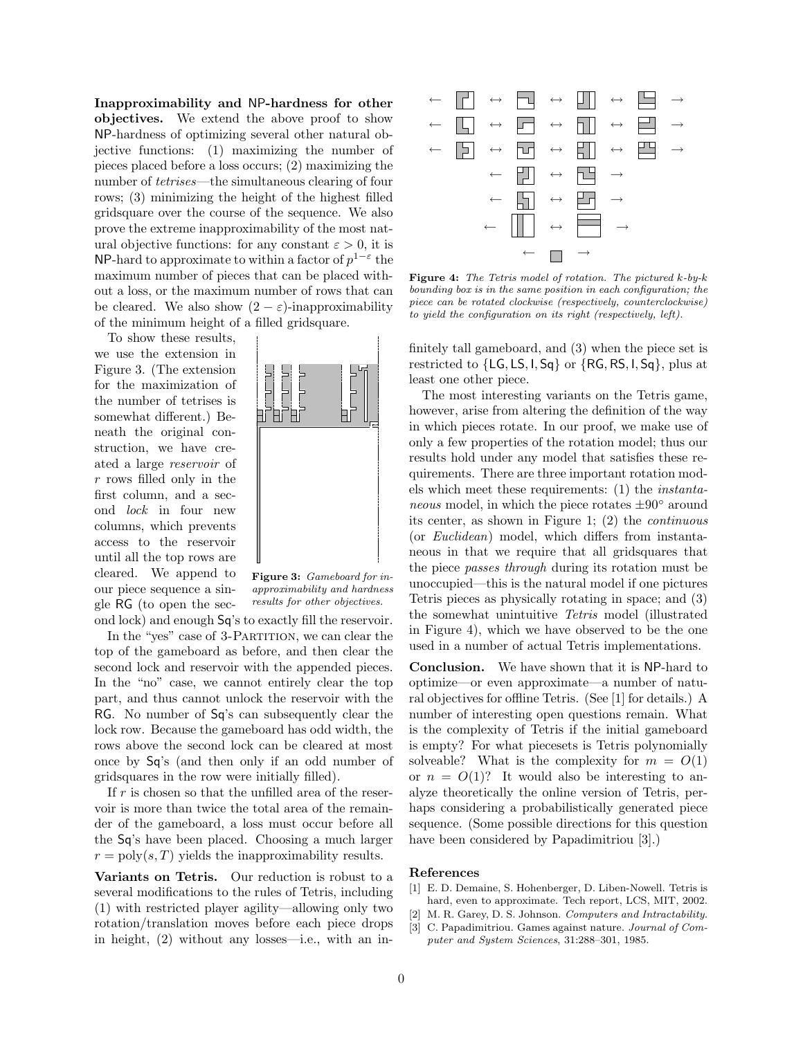**Inapproximability and NP-hardness for other objectives.** We extend the above proof to show NP-hardness of optimizing several other natural objective functions: (1) maximizing the number of pieces placed before a loss occurs; (2) maximizing the number of *tetrises*—the simultaneous clearing of four rows; (3) minimizing the height of the highest filled gridsquare over the course of the sequence. We also prove the extreme inapproximability of the most natural objective functions: for any constant $\varepsilon > 0$, it is NP-hard to approximate to within a factor of $p^{1-\varepsilon}$ the maximum number of pieces that can be placed without a loss, or the maximum number of rows that can be cleared. We also show $(2-\varepsilon)$-inapproximability of the minimum height of a filled gridsquare.

To show these results, we use the extension in Figure 3. (The extension for the maximization of the number of tetrises is somewhat different.) Beneath the original construction, we have created a large *reservoir* of $r$ rows filled only in the first column, and a second *lock* in four new columns, which prevents access to the reservoir until all the top rows are cleared. We append to our piece sequence a single RG (to open the second lock) and enough Sq's to exactly fill the reservoir.

**Figure 3:** *Gameboard for inapproximability and hardness results for other objectives.*

In the "yes" case of 3-PARTITION, we can clear the top of the gameboard as before, and then clear the second lock and reservoir with the appended pieces. In the "no" case, we cannot entirely clear the top part, and thus cannot unlock the reservoir with the RG. No number of Sq's can subsequently clear the lock row. Because the gameboard has odd width, the rows above the second lock can be cleared at most once by Sq's (and then only if an odd number of gridsquares in the row were initially filled).

If $r$ is chosen so that the unfilled area of the reservoir is more than twice the total area of the remainder of the gameboard, a loss must occur before all the Sq's have been placed. Choosing a much larger $r = \mathrm{poly}(s, T)$ yields the inapproximability results.

**Variants on Tetris.** Our reduction is robust to a several modifications to the rules of Tetris, including (1) with restricted player agility—allowing only two rotation/translation moves before each piece drops in height, (2) without any losses—i.e., with an infinitely tall gameboard, and (3) when the piece set is restricted to {LG, LS, I, Sq} or {RG, RS, I, Sq}, plus at least one other piece.

**Figure 4:** *The Tetris model of rotation. The pictured k-by-k bounding box is in the same position in each configuration; the piece can be rotated clockwise (respectively, counterclockwise) to yield the configuration on its right (respectively, left).*

The most interesting variants on the Tetris game, however, arise from altering the definition of the way in which pieces rotate. In our proof, we make use of only a few properties of the rotation model; thus our results hold under any model that satisfies these requirements. There are three important rotation models which meet these requirements: (1) the *instantaneous* model, in which the piece rotates $\pm 90°$ around its center, as shown in Figure 1; (2) the *continuous* (or *Euclidean*) model, which differs from instantaneous in that we require that all gridsquares that the piece *passes through* during its rotation must be unoccupied—this is the natural model if one pictures Tetris pieces as physically rotating in space; and (3) the somewhat unintuitive *Tetris* model (illustrated in Figure 4), which we have observed to be the one used in a number of actual Tetris implementations.

**Conclusion.** We have shown that it is NP-hard to optimize—or even approximate—a number of natural objectives for offline Tetris. (See [1] for details.) A number of interesting open questions remain. What is the complexity of Tetris if the initial gameboard is empty? For what piecesets is Tetris polynomially solveable? What is the complexity for $m = O(1)$ or $n = O(1)$? It would also be interesting to analyze theoretically the online version of Tetris, perhaps considering a probabilistically generated piece sequence. (Some possible directions for this question have been considered by Papadimitriou [3].)

## References

[1] E. D. Demaine, S. Hohenberger, D. Liben-Nowell. Tetris is hard, even to approximate. Tech report, LCS, MIT, 2002.

[2] M. R. Garey, D. S. Johnson. *Computers and Intractability.*

[3] C. Papadimitriou. Games against nature. *Journal of Computer and System Sciences*, 31:288–301, 1985.